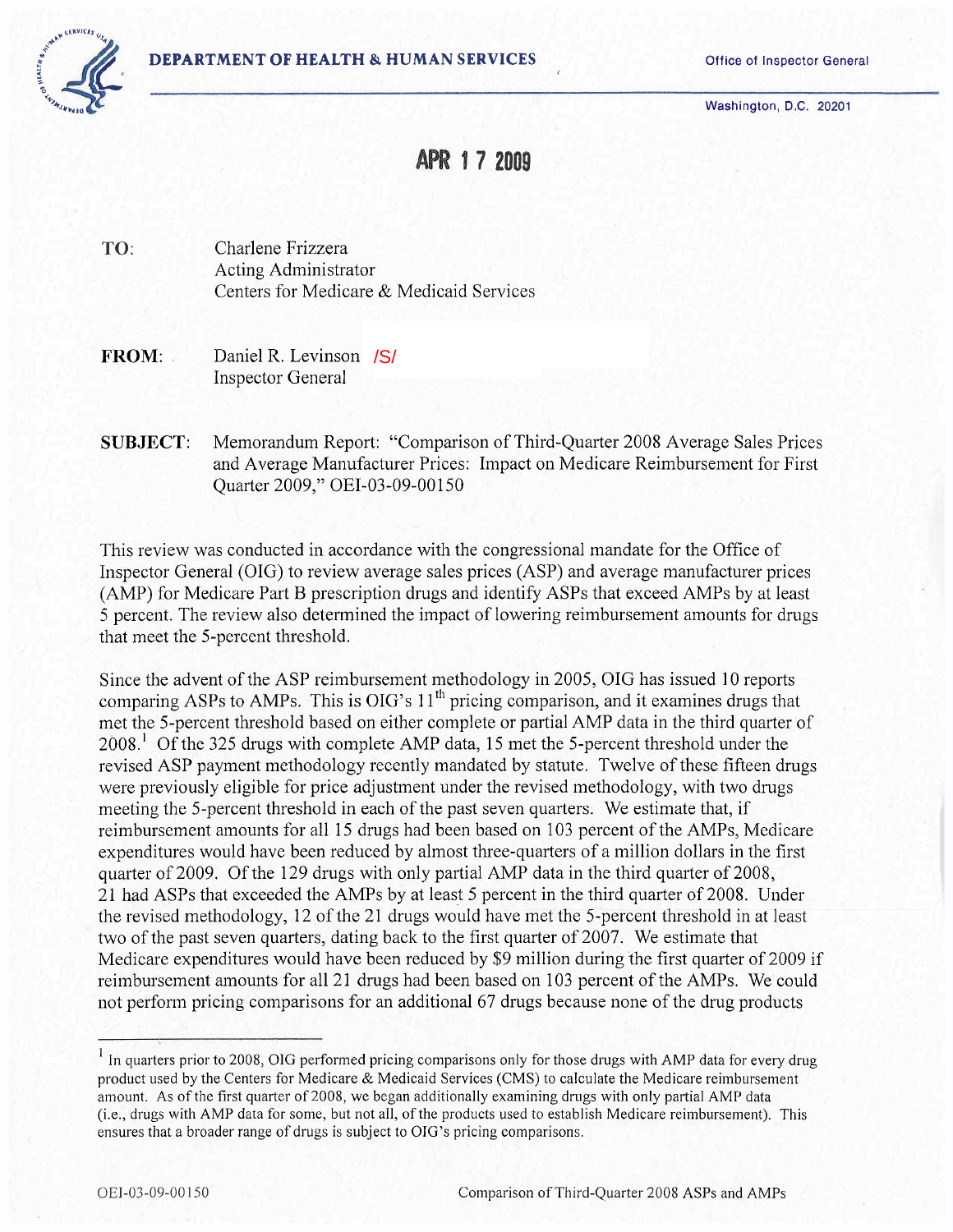**DEPARTMENT OF HEALTH & HUMAN SERVICES** Office of Inspector General

Washington, D.C. 20201

**APR 17 2009**

**TO:** Charlene Frizzera
Acting Administrator
Centers for Medicare & Medicaid Services

**FROM:** Daniel R. Levinson /S/
Inspector General

**SUBJECT:** Memorandum Report: "Comparison of Third-Quarter 2008 Average Sales Prices and Average Manufacturer Prices: Impact on Medicare Reimbursement for First Quarter 2009," OEI-03-09-00150

This review was conducted in accordance with the congressional mandate for the Office of Inspector General (OIG) to review average sales prices (ASP) and average manufacturer prices (AMP) for Medicare Part B prescription drugs and identify ASPs that exceed AMPs by at least 5 percent. The review also determined the impact of lowering reimbursement amounts for drugs that meet the 5-percent threshold.

Since the advent of the ASP reimbursement methodology in 2005, OIG has issued 10 reports comparing ASPs to AMPs. This is OIG's 11th pricing comparison, and it examines drugs that met the 5-percent threshold based on either complete or partial AMP data in the third quarter of 2008.[1] Of the 325 drugs with complete AMP data, 15 met the 5-percent threshold under the revised ASP payment methodology recently mandated by statute. Twelve of these fifteen drugs were previously eligible for price adjustment under the revised methodology, with two drugs meeting the 5-percent threshold in each of the past seven quarters. We estimate that, if reimbursement amounts for all 15 drugs had been based on 103 percent of the AMPs, Medicare expenditures would have been reduced by almost three-quarters of a million dollars in the first quarter of 2009. Of the 129 drugs with only partial AMP data in the third quarter of 2008, 21 had ASPs that exceeded the AMPs by at least 5 percent in the third quarter of 2008. Under the revised methodology, 12 of the 21 drugs would have met the 5-percent threshold in at least two of the past seven quarters, dating back to the first quarter of 2007. We estimate that Medicare expenditures would have been reduced by $9 million during the first quarter of 2009 if reimbursement amounts for all 21 drugs had been based on 103 percent of the AMPs. We could not perform pricing comparisons for an additional 67 drugs because none of the drug products

[1] In quarters prior to 2008, OIG performed pricing comparisons only for those drugs with AMP data for every drug product used by the Centers for Medicare & Medicaid Services (CMS) to calculate the Medicare reimbursement amount. As of the first quarter of 2008, we began additionally examining drugs with only partial AMP data (i.e., drugs with AMP data for some, but not all, of the products used to establish Medicare reimbursement). This ensures that a broader range of drugs is subject to OIG's pricing comparisons.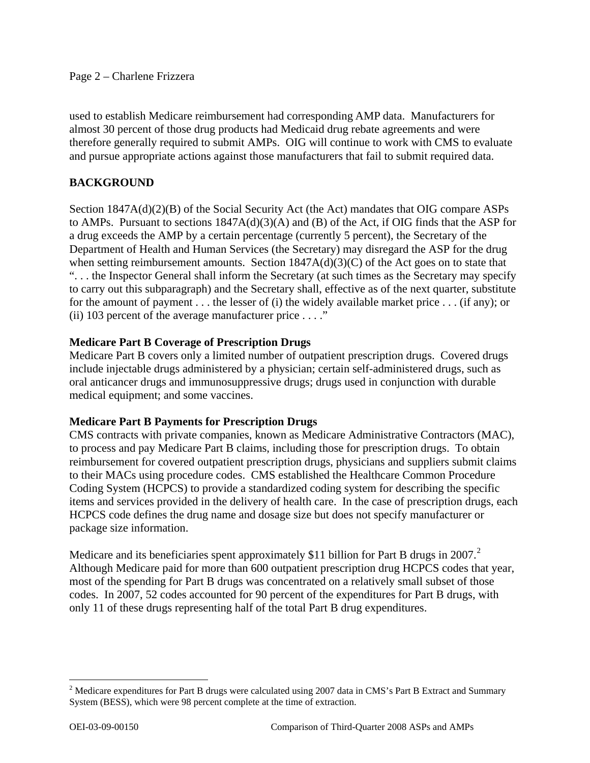used to establish Medicare reimbursement had corresponding AMP data. Manufacturers for almost 30 percent of those drug products had Medicaid drug rebate agreements and were therefore generally required to submit AMPs. OIG will continue to work with CMS to evaluate and pursue appropriate actions against those manufacturers that fail to submit required data.

## BACKGROUND

Section 1847A(d)(2)(B) of the Social Security Act (the Act) mandates that OIG compare ASPs to AMPs. Pursuant to sections 1847A(d)(3)(A) and (B) of the Act, if OIG finds that the ASP for a drug exceeds the AMP by a certain percentage (currently 5 percent), the Secretary of the Department of Health and Human Services (the Secretary) may disregard the ASP for the drug when setting reimbursement amounts. Section 1847A(d)(3)(C) of the Act goes on to state that ". . . the Inspector General shall inform the Secretary (at such times as the Secretary may specify to carry out this subparagraph) and the Secretary shall, effective as of the next quarter, substitute for the amount of payment . . . the lesser of (i) the widely available market price . . . (if any); or (ii) 103 percent of the average manufacturer price . . . ."

### Medicare Part B Coverage of Prescription Drugs

Medicare Part B covers only a limited number of outpatient prescription drugs. Covered drugs include injectable drugs administered by a physician; certain self-administered drugs, such as oral anticancer drugs and immunosuppressive drugs; drugs used in conjunction with durable medical equipment; and some vaccines.

### Medicare Part B Payments for Prescription Drugs

CMS contracts with private companies, known as Medicare Administrative Contractors (MAC), to process and pay Medicare Part B claims, including those for prescription drugs. To obtain reimbursement for covered outpatient prescription drugs, physicians and suppliers submit claims to their MACs using procedure codes. CMS established the Healthcare Common Procedure Coding System (HCPCS) to provide a standardized coding system for describing the specific items and services provided in the delivery of health care. In the case of prescription drugs, each HCPCS code defines the drug name and dosage size but does not specify manufacturer or package size information.

Medicare and its beneficiaries spent approximately $11 billion for Part B drugs in 2007.[2] Although Medicare paid for more than 600 outpatient prescription drug HCPCS codes that year, most of the spending for Part B drugs was concentrated on a relatively small subset of those codes. In 2007, 52 codes accounted for 90 percent of the expenditures for Part B drugs, with only 11 of these drugs representing half of the total Part B drug expenditures.

[2] Medicare expenditures for Part B drugs were calculated using 2007 data in CMS's Part B Extract and Summary System (BESS), which were 98 percent complete at the time of extraction.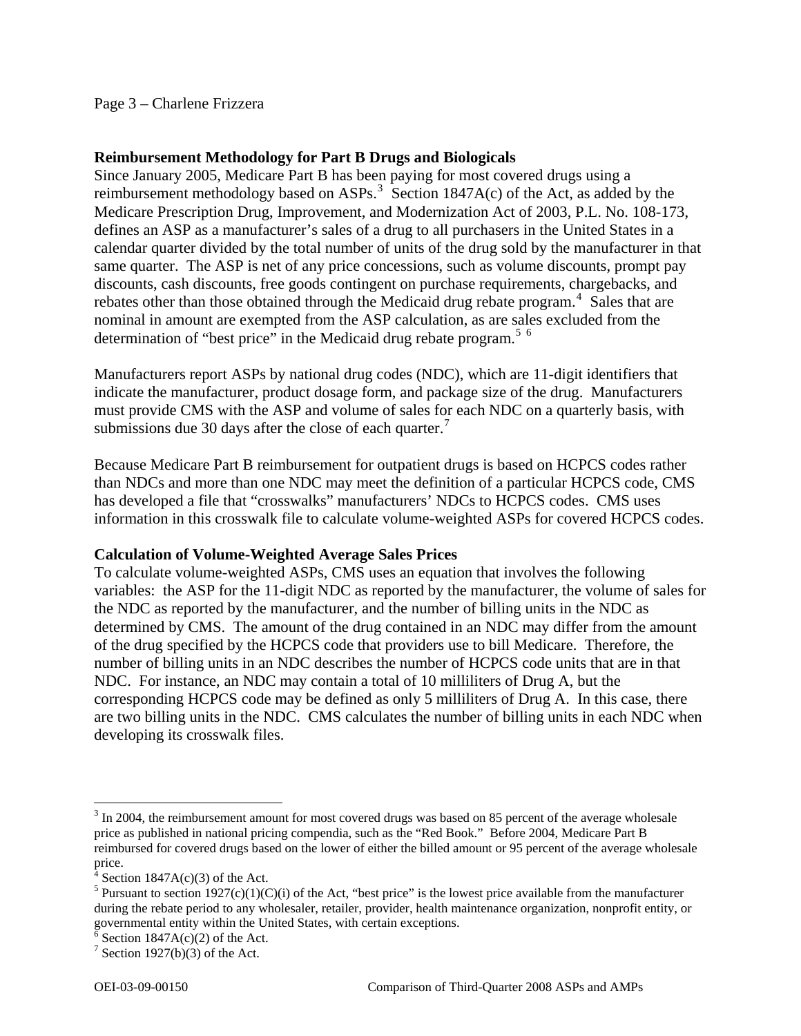### Reimbursement Methodology for Part B Drugs and Biologicals

Since January 2005, Medicare Part B has been paying for most covered drugs using a reimbursement methodology based on ASPs.[3] Section 1847A(c) of the Act, as added by the Medicare Prescription Drug, Improvement, and Modernization Act of 2003, P.L. No. 108-173, defines an ASP as a manufacturer's sales of a drug to all purchasers in the United States in a calendar quarter divided by the total number of units of the drug sold by the manufacturer in that same quarter. The ASP is net of any price concessions, such as volume discounts, prompt pay discounts, cash discounts, free goods contingent on purchase requirements, chargebacks, and rebates other than those obtained through the Medicaid drug rebate program.[4] Sales that are nominal in amount are exempted from the ASP calculation, as are sales excluded from the determination of "best price" in the Medicaid drug rebate program.[5] [6]

Manufacturers report ASPs by national drug codes (NDC), which are 11-digit identifiers that indicate the manufacturer, product dosage form, and package size of the drug. Manufacturers must provide CMS with the ASP and volume of sales for each NDC on a quarterly basis, with submissions due 30 days after the close of each quarter.[7]

Because Medicare Part B reimbursement for outpatient drugs is based on HCPCS codes rather than NDCs and more than one NDC may meet the definition of a particular HCPCS code, CMS has developed a file that "crosswalks" manufacturers' NDCs to HCPCS codes. CMS uses information in this crosswalk file to calculate volume-weighted ASPs for covered HCPCS codes.

### Calculation of Volume-Weighted Average Sales Prices

To calculate volume-weighted ASPs, CMS uses an equation that involves the following variables: the ASP for the 11-digit NDC as reported by the manufacturer, the volume of sales for the NDC as reported by the manufacturer, and the number of billing units in the NDC as determined by CMS. The amount of the drug contained in an NDC may differ from the amount of the drug specified by the HCPCS code that providers use to bill Medicare. Therefore, the number of billing units in an NDC describes the number of HCPCS code units that are in that NDC. For instance, an NDC may contain a total of 10 milliliters of Drug A, but the corresponding HCPCS code may be defined as only 5 milliliters of Drug A. In this case, there are two billing units in the NDC. CMS calculates the number of billing units in each NDC when developing its crosswalk files.

---

[3] In 2004, the reimbursement amount for most covered drugs was based on 85 percent of the average wholesale price as published in national pricing compendia, such as the "Red Book." Before 2004, Medicare Part B reimbursed for covered drugs based on the lower of either the billed amount or 95 percent of the average wholesale price.

[4] Section 1847A(c)(3) of the Act.

[5] Pursuant to section 1927(c)(1)(C)(i) of the Act, "best price" is the lowest price available from the manufacturer during the rebate period to any wholesaler, retailer, provider, health maintenance organization, nonprofit entity, or governmental entity within the United States, with certain exceptions.

[6] Section 1847A(c)(2) of the Act.

[7] Section 1927(b)(3) of the Act.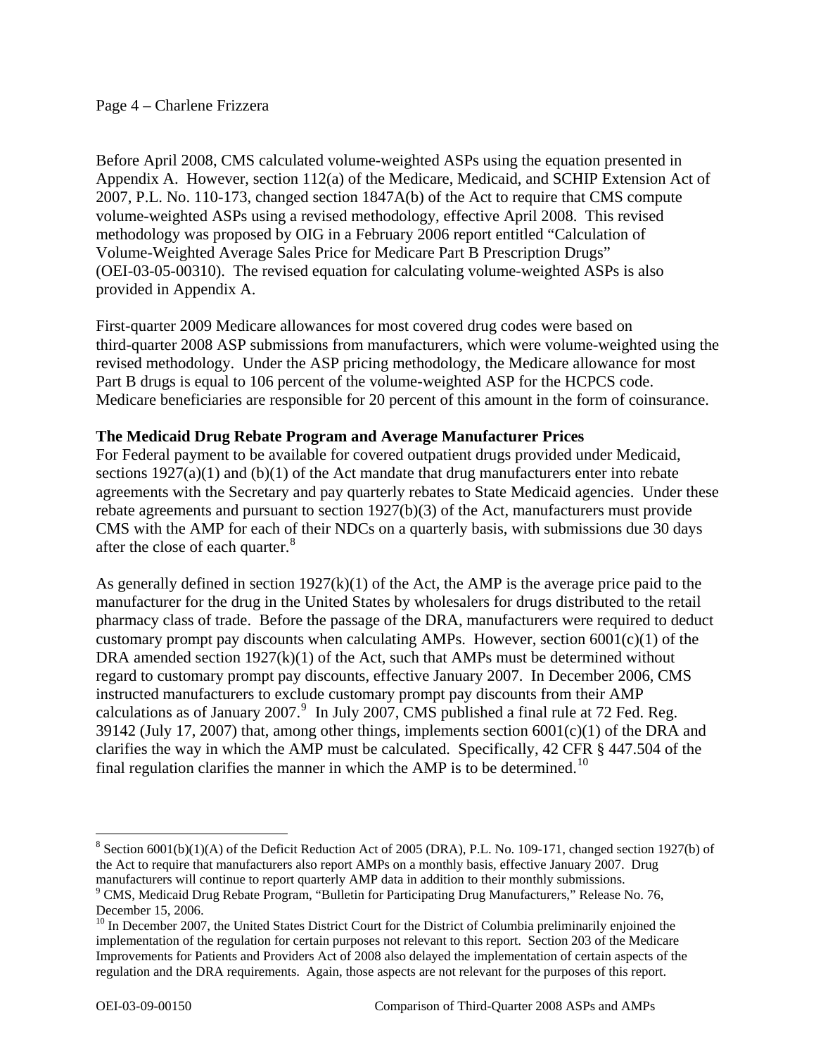Before April 2008, CMS calculated volume-weighted ASPs using the equation presented in Appendix A. However, section 112(a) of the Medicare, Medicaid, and SCHIP Extension Act of 2007, P.L. No. 110-173, changed section 1847A(b) of the Act to require that CMS compute volume-weighted ASPs using a revised methodology, effective April 2008. This revised methodology was proposed by OIG in a February 2006 report entitled "Calculation of Volume-Weighted Average Sales Price for Medicare Part B Prescription Drugs" (OEI-03-05-00310). The revised equation for calculating volume-weighted ASPs is also provided in Appendix A.

First-quarter 2009 Medicare allowances for most covered drug codes were based on third-quarter 2008 ASP submissions from manufacturers, which were volume-weighted using the revised methodology. Under the ASP pricing methodology, the Medicare allowance for most Part B drugs is equal to 106 percent of the volume-weighted ASP for the HCPCS code. Medicare beneficiaries are responsible for 20 percent of this amount in the form of coinsurance.

**The Medicaid Drug Rebate Program and Average Manufacturer Prices**

For Federal payment to be available for covered outpatient drugs provided under Medicaid, sections 1927(a)(1) and (b)(1) of the Act mandate that drug manufacturers enter into rebate agreements with the Secretary and pay quarterly rebates to State Medicaid agencies. Under these rebate agreements and pursuant to section 1927(b)(3) of the Act, manufacturers must provide CMS with the AMP for each of their NDCs on a quarterly basis, with submissions due 30 days after the close of each quarter.[8]

As generally defined in section 1927(k)(1) of the Act, the AMP is the average price paid to the manufacturer for the drug in the United States by wholesalers for drugs distributed to the retail pharmacy class of trade. Before the passage of the DRA, manufacturers were required to deduct customary prompt pay discounts when calculating AMPs. However, section 6001(c)(1) of the DRA amended section 1927(k)(1) of the Act, such that AMPs must be determined without regard to customary prompt pay discounts, effective January 2007. In December 2006, CMS instructed manufacturers to exclude customary prompt pay discounts from their AMP calculations as of January 2007.[9] In July 2007, CMS published a final rule at 72 Fed. Reg. 39142 (July 17, 2007) that, among other things, implements section 6001(c)(1) of the DRA and clarifies the way in which the AMP must be calculated. Specifically, 42 CFR § 447.504 of the final regulation clarifies the manner in which the AMP is to be determined.[10]

---

[8] Section 6001(b)(1)(A) of the Deficit Reduction Act of 2005 (DRA), P.L. No. 109-171, changed section 1927(b) of the Act to require that manufacturers also report AMPs on a monthly basis, effective January 2007. Drug manufacturers will continue to report quarterly AMP data in addition to their monthly submissions.

[9] CMS, Medicaid Drug Rebate Program, "Bulletin for Participating Drug Manufacturers," Release No. 76, December 15, 2006.

[10] In December 2007, the United States District Court for the District of Columbia preliminarily enjoined the implementation of the regulation for certain purposes not relevant to this report. Section 203 of the Medicare Improvements for Patients and Providers Act of 2008 also delayed the implementation of certain aspects of the regulation and the DRA requirements. Again, those aspects are not relevant for the purposes of this report.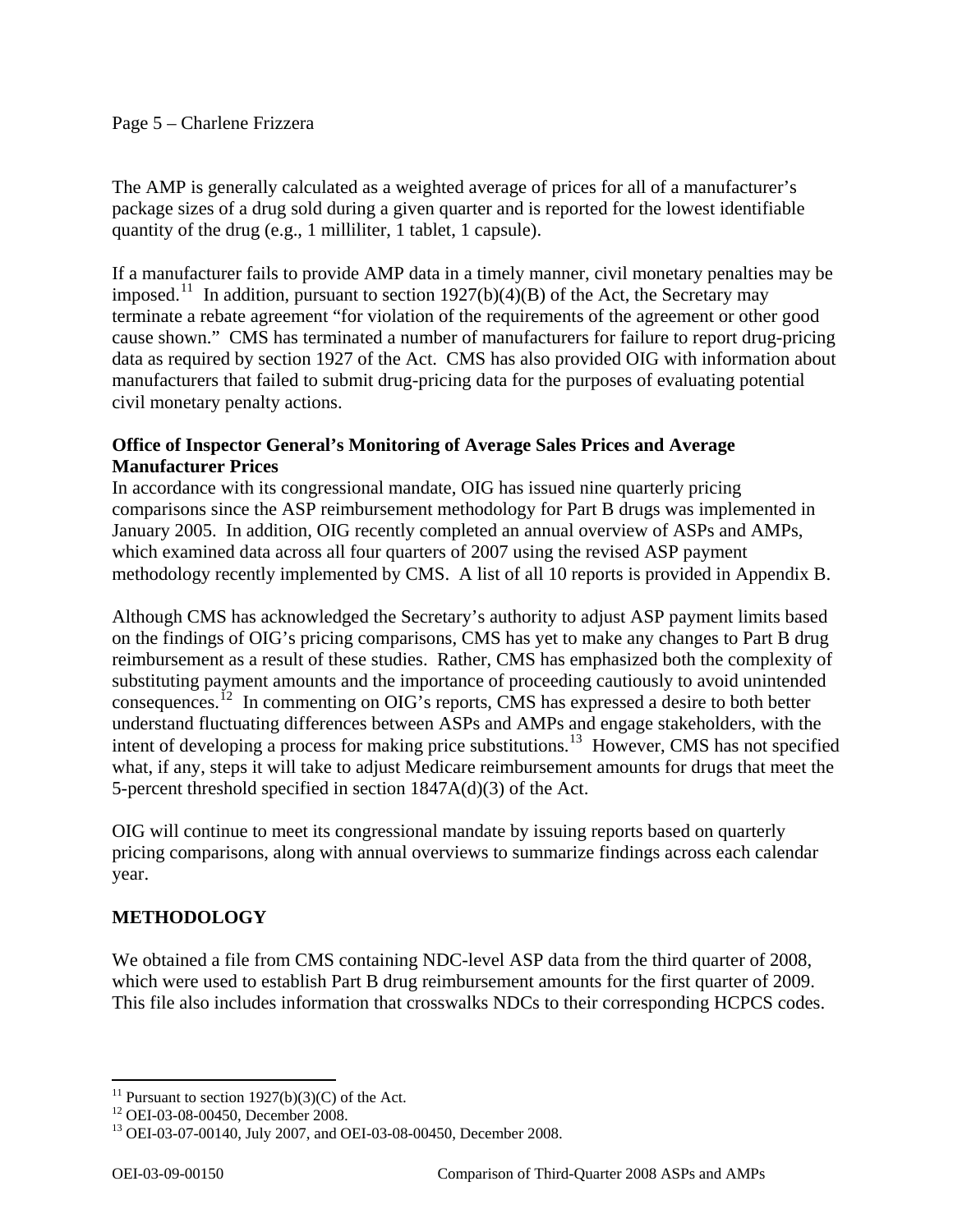The AMP is generally calculated as a weighted average of prices for all of a manufacturer's package sizes of a drug sold during a given quarter and is reported for the lowest identifiable quantity of the drug (e.g., 1 milliliter, 1 tablet, 1 capsule).

If a manufacturer fails to provide AMP data in a timely manner, civil monetary penalties may be imposed.[11] In addition, pursuant to section 1927(b)(4)(B) of the Act, the Secretary may terminate a rebate agreement "for violation of the requirements of the agreement or other good cause shown." CMS has terminated a number of manufacturers for failure to report drug-pricing data as required by section 1927 of the Act. CMS has also provided OIG with information about manufacturers that failed to submit drug-pricing data for the purposes of evaluating potential civil monetary penalty actions.

**Office of Inspector General's Monitoring of Average Sales Prices and Average Manufacturer Prices**

In accordance with its congressional mandate, OIG has issued nine quarterly pricing comparisons since the ASP reimbursement methodology for Part B drugs was implemented in January 2005. In addition, OIG recently completed an annual overview of ASPs and AMPs, which examined data across all four quarters of 2007 using the revised ASP payment methodology recently implemented by CMS. A list of all 10 reports is provided in Appendix B.

Although CMS has acknowledged the Secretary's authority to adjust ASP payment limits based on the findings of OIG's pricing comparisons, CMS has yet to make any changes to Part B drug reimbursement as a result of these studies. Rather, CMS has emphasized both the complexity of substituting payment amounts and the importance of proceeding cautiously to avoid unintended consequences.[12] In commenting on OIG's reports, CMS has expressed a desire to both better understand fluctuating differences between ASPs and AMPs and engage stakeholders, with the intent of developing a process for making price substitutions.[13] However, CMS has not specified what, if any, steps it will take to adjust Medicare reimbursement amounts for drugs that meet the 5-percent threshold specified in section 1847A(d)(3) of the Act.

OIG will continue to meet its congressional mandate by issuing reports based on quarterly pricing comparisons, along with annual overviews to summarize findings across each calendar year.

## METHODOLOGY

We obtained a file from CMS containing NDC-level ASP data from the third quarter of 2008, which were used to establish Part B drug reimbursement amounts for the first quarter of 2009. This file also includes information that crosswalks NDCs to their corresponding HCPCS codes.

---

[11] Pursuant to section 1927(b)(3)(C) of the Act.

[12] OEI-03-08-00450, December 2008.

[13] OEI-03-07-00140, July 2007, and OEI-03-08-00450, December 2008.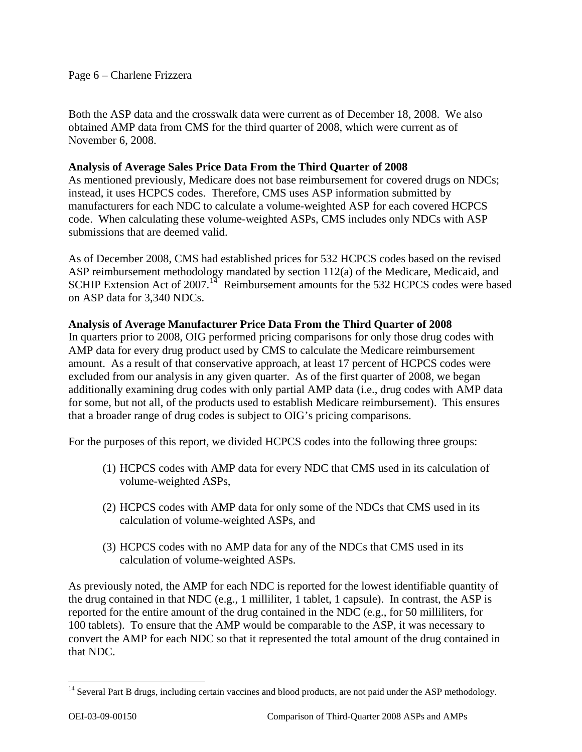Both the ASP data and the crosswalk data were current as of December 18, 2008. We also obtained AMP data from CMS for the third quarter of 2008, which were current as of November 6, 2008.

**Analysis of Average Sales Price Data From the Third Quarter of 2008**

As mentioned previously, Medicare does not base reimbursement for covered drugs on NDCs; instead, it uses HCPCS codes. Therefore, CMS uses ASP information submitted by manufacturers for each NDC to calculate a volume-weighted ASP for each covered HCPCS code. When calculating these volume-weighted ASPs, CMS includes only NDCs with ASP submissions that are deemed valid.

As of December 2008, CMS had established prices for 532 HCPCS codes based on the revised ASP reimbursement methodology mandated by section 112(a) of the Medicare, Medicaid, and SCHIP Extension Act of 2007.[14] Reimbursement amounts for the 532 HCPCS codes were based on ASP data for 3,340 NDCs.

**Analysis of Average Manufacturer Price Data From the Third Quarter of 2008**

In quarters prior to 2008, OIG performed pricing comparisons for only those drug codes with AMP data for every drug product used by CMS to calculate the Medicare reimbursement amount. As a result of that conservative approach, at least 17 percent of HCPCS codes were excluded from our analysis in any given quarter. As of the first quarter of 2008, we began additionally examining drug codes with only partial AMP data (i.e., drug codes with AMP data for some, but not all, of the products used to establish Medicare reimbursement). This ensures that a broader range of drug codes is subject to OIG's pricing comparisons.

For the purposes of this report, we divided HCPCS codes into the following three groups:

(1) HCPCS codes with AMP data for every NDC that CMS used in its calculation of volume-weighted ASPs,

(2) HCPCS codes with AMP data for only some of the NDCs that CMS used in its calculation of volume-weighted ASPs, and

(3) HCPCS codes with no AMP data for any of the NDCs that CMS used in its calculation of volume-weighted ASPs.

As previously noted, the AMP for each NDC is reported for the lowest identifiable quantity of the drug contained in that NDC (e.g., 1 milliliter, 1 tablet, 1 capsule). In contrast, the ASP is reported for the entire amount of the drug contained in the NDC (e.g., for 50 milliliters, for 100 tablets). To ensure that the AMP would be comparable to the ASP, it was necessary to convert the AMP for each NDC so that it represented the total amount of the drug contained in that NDC.

[14] Several Part B drugs, including certain vaccines and blood products, are not paid under the ASP methodology.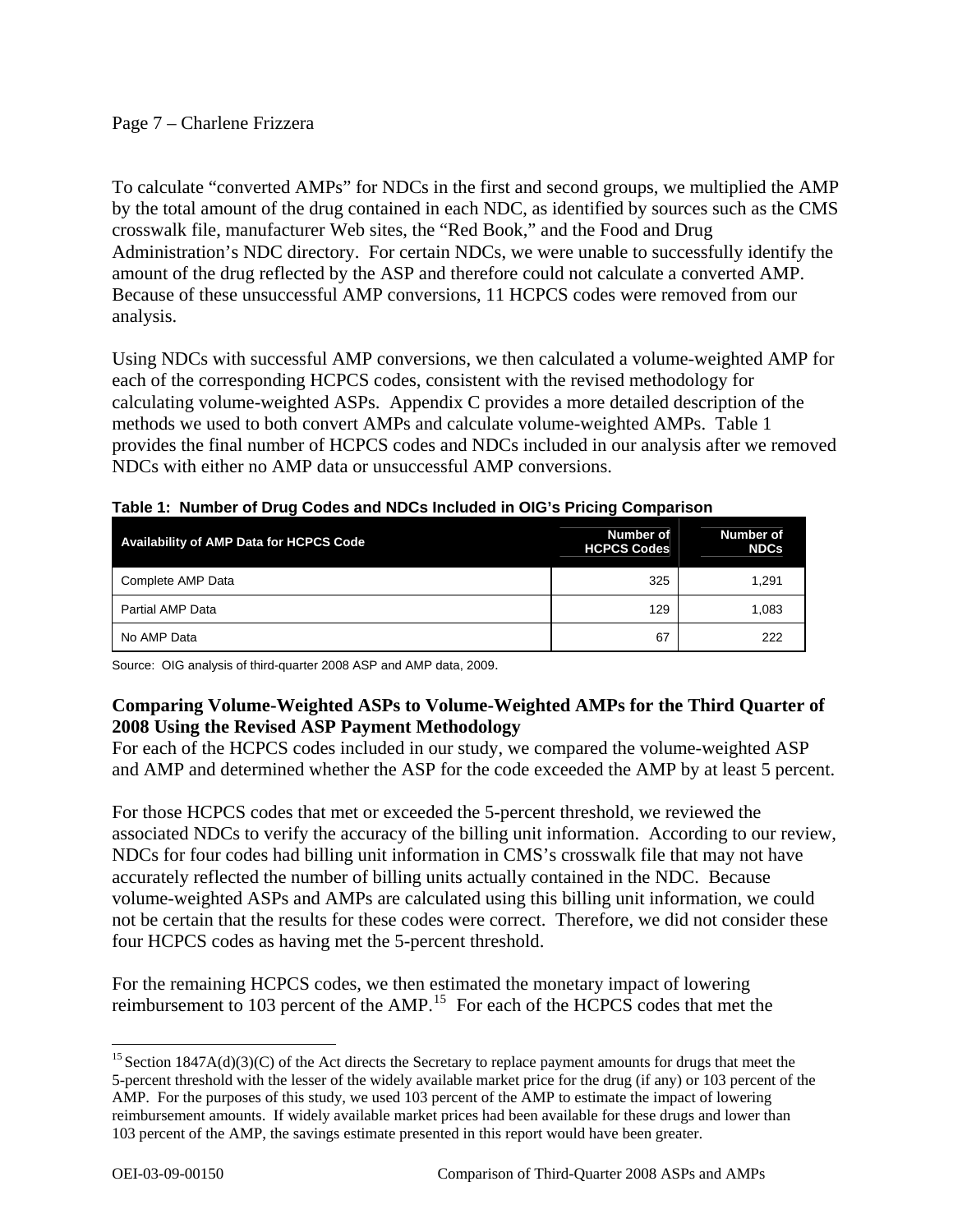To calculate "converted AMPs" for NDCs in the first and second groups, we multiplied the AMP by the total amount of the drug contained in each NDC, as identified by sources such as the CMS crosswalk file, manufacturer Web sites, the "Red Book," and the Food and Drug Administration's NDC directory. For certain NDCs, we were unable to successfully identify the amount of the drug reflected by the ASP and therefore could not calculate a converted AMP. Because of these unsuccessful AMP conversions, 11 HCPCS codes were removed from our analysis.

Using NDCs with successful AMP conversions, we then calculated a volume-weighted AMP for each of the corresponding HCPCS codes, consistent with the revised methodology for calculating volume-weighted ASPs. Appendix C provides a more detailed description of the methods we used to both convert AMPs and calculate volume-weighted AMPs. Table 1 provides the final number of HCPCS codes and NDCs included in our analysis after we removed NDCs with either no AMP data or unsuccessful AMP conversions.

**Table 1: Number of Drug Codes and NDCs Included in OIG's Pricing Comparison**

| Availability of AMP Data for HCPCS Code | Number of HCPCS Codes | Number of NDCs |
|---|---|---|
| Complete AMP Data | 325 | 1,291 |
| Partial AMP Data | 129 | 1,083 |
| No AMP Data | 67 | 222 |

Source: OIG analysis of third-quarter 2008 ASP and AMP data, 2009.

**Comparing Volume-Weighted ASPs to Volume-Weighted AMPs for the Third Quarter of 2008 Using the Revised ASP Payment Methodology**

For each of the HCPCS codes included in our study, we compared the volume-weighted ASP and AMP and determined whether the ASP for the code exceeded the AMP by at least 5 percent.

For those HCPCS codes that met or exceeded the 5-percent threshold, we reviewed the associated NDCs to verify the accuracy of the billing unit information. According to our review, NDCs for four codes had billing unit information in CMS's crosswalk file that may not have accurately reflected the number of billing units actually contained in the NDC. Because volume-weighted ASPs and AMPs are calculated using this billing unit information, we could not be certain that the results for these codes were correct. Therefore, we did not consider these four HCPCS codes as having met the 5-percent threshold.

For the remaining HCPCS codes, we then estimated the monetary impact of lowering reimbursement to 103 percent of the AMP.[15] For each of the HCPCS codes that met the

[15] Section 1847A(d)(3)(C) of the Act directs the Secretary to replace payment amounts for drugs that meet the 5-percent threshold with the lesser of the widely available market price for the drug (if any) or 103 percent of the AMP. For the purposes of this study, we used 103 percent of the AMP to estimate the impact of lowering reimbursement amounts. If widely available market prices had been available for these drugs and lower than 103 percent of the AMP, the savings estimate presented in this report would have been greater.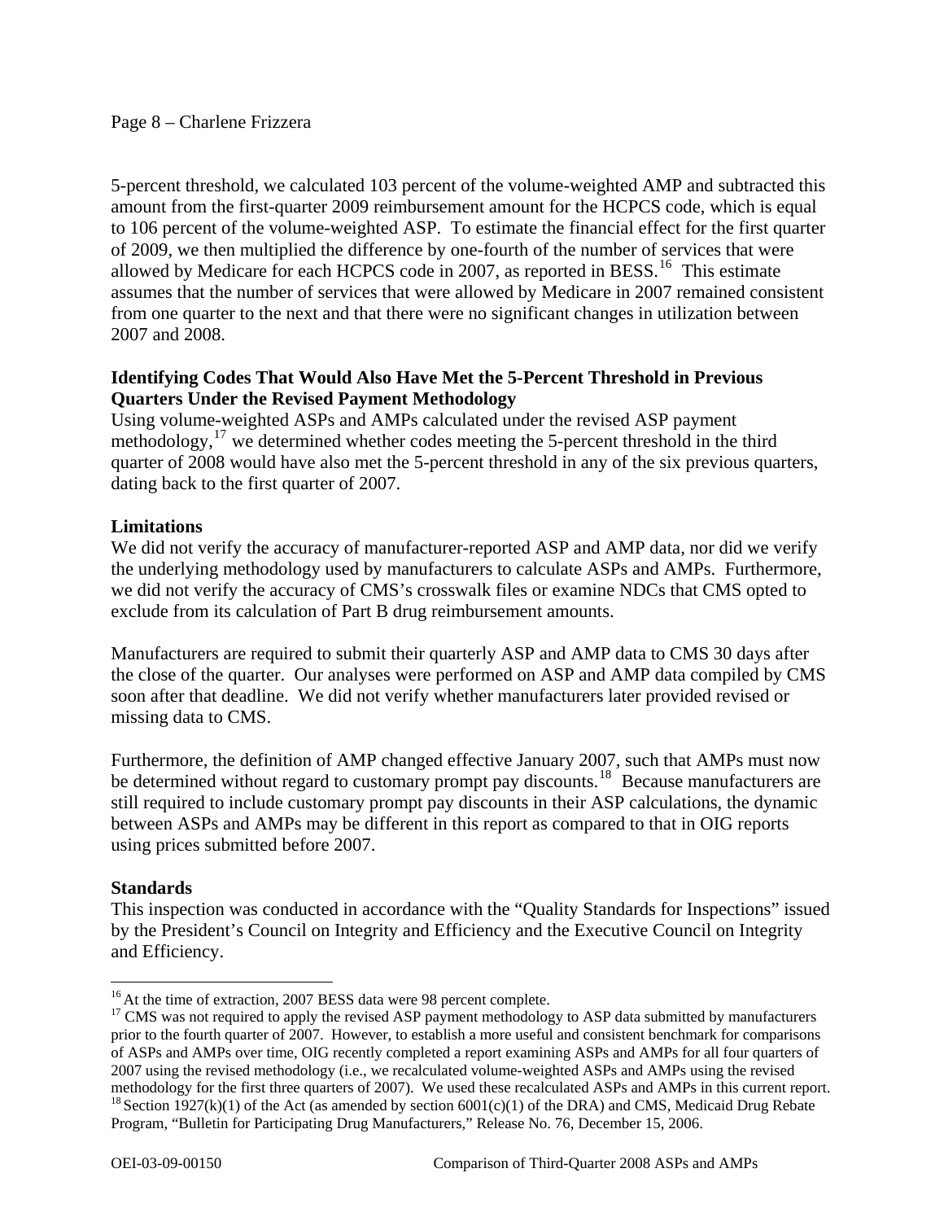5-percent threshold, we calculated 103 percent of the volume-weighted AMP and subtracted this amount from the first-quarter 2009 reimbursement amount for the HCPCS code, which is equal to 106 percent of the volume-weighted ASP. To estimate the financial effect for the first quarter of 2009, we then multiplied the difference by one-fourth of the number of services that were allowed by Medicare for each HCPCS code in 2007, as reported in BESS.[16] This estimate assumes that the number of services that were allowed by Medicare in 2007 remained consistent from one quarter to the next and that there were no significant changes in utilization between 2007 and 2008.

**Identifying Codes That Would Also Have Met the 5-Percent Threshold in Previous Quarters Under the Revised Payment Methodology**

Using volume-weighted ASPs and AMPs calculated under the revised ASP payment methodology,[17] we determined whether codes meeting the 5-percent threshold in the third quarter of 2008 would have also met the 5-percent threshold in any of the six previous quarters, dating back to the first quarter of 2007.

**Limitations**

We did not verify the accuracy of manufacturer-reported ASP and AMP data, nor did we verify the underlying methodology used by manufacturers to calculate ASPs and AMPs. Furthermore, we did not verify the accuracy of CMS's crosswalk files or examine NDCs that CMS opted to exclude from its calculation of Part B drug reimbursement amounts.

Manufacturers are required to submit their quarterly ASP and AMP data to CMS 30 days after the close of the quarter. Our analyses were performed on ASP and AMP data compiled by CMS soon after that deadline. We did not verify whether manufacturers later provided revised or missing data to CMS.

Furthermore, the definition of AMP changed effective January 2007, such that AMPs must now be determined without regard to customary prompt pay discounts.[18] Because manufacturers are still required to include customary prompt pay discounts in their ASP calculations, the dynamic between ASPs and AMPs may be different in this report as compared to that in OIG reports using prices submitted before 2007.

**Standards**

This inspection was conducted in accordance with the "Quality Standards for Inspections" issued by the President's Council on Integrity and Efficiency and the Executive Council on Integrity and Efficiency.

---

[16] At the time of extraction, 2007 BESS data were 98 percent complete.

[17] CMS was not required to apply the revised ASP payment methodology to ASP data submitted by manufacturers prior to the fourth quarter of 2007. However, to establish a more useful and consistent benchmark for comparisons of ASPs and AMPs over time, OIG recently completed a report examining ASPs and AMPs for all four quarters of 2007 using the revised methodology (i.e., we recalculated volume-weighted ASPs and AMPs using the revised methodology for the first three quarters of 2007). We used these recalculated ASPs and AMPs in this current report.

[18] Section 1927(k)(1) of the Act (as amended by section 6001(c)(1) of the DRA) and CMS, Medicaid Drug Rebate Program, "Bulletin for Participating Drug Manufacturers," Release No. 76, December 15, 2006.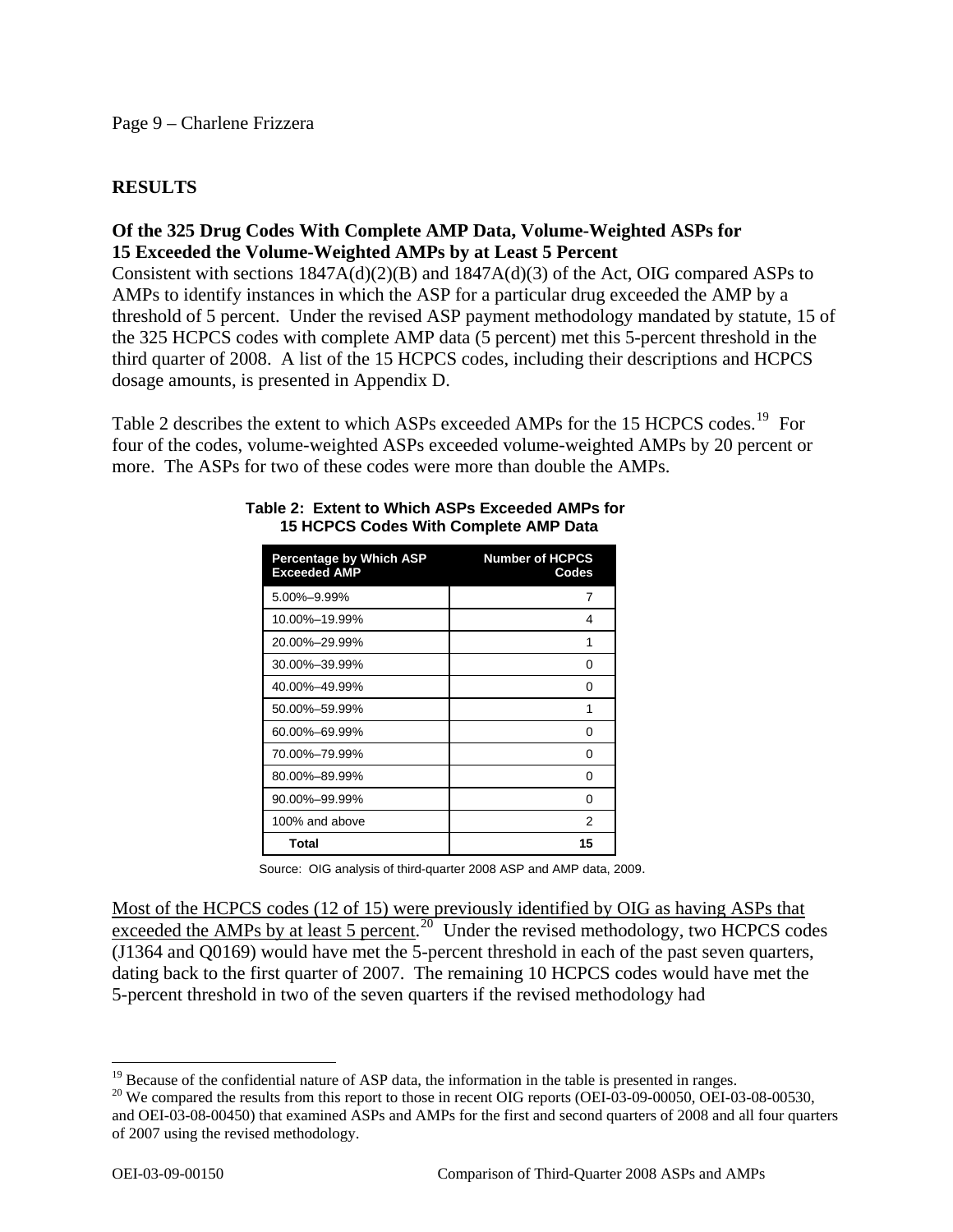## RESULTS

### Of the 325 Drug Codes With Complete AMP Data, Volume-Weighted ASPs for 15 Exceeded the Volume-Weighted AMPs by at Least 5 Percent

Consistent with sections 1847A(d)(2)(B) and 1847A(d)(3) of the Act, OIG compared ASPs to AMPs to identify instances in which the ASP for a particular drug exceeded the AMP by a threshold of 5 percent. Under the revised ASP payment methodology mandated by statute, 15 of the 325 HCPCS codes with complete AMP data (5 percent) met this 5-percent threshold in the third quarter of 2008. A list of the 15 HCPCS codes, including their descriptions and HCPCS dosage amounts, is presented in Appendix D.

Table 2 describes the extent to which ASPs exceeded AMPs for the 15 HCPCS codes.[19] For four of the codes, volume-weighted ASPs exceeded volume-weighted AMPs by 20 percent or more. The ASPs for two of these codes were more than double the AMPs.

**Table 2: Extent to Which ASPs Exceeded AMPs for 15 HCPCS Codes With Complete AMP Data**

| Percentage by Which ASP Exceeded AMP | Number of HCPCS Codes |
|---|---|
| 5.00%–9.99% | 7 |
| 10.00%–19.99% | 4 |
| 20.00%–29.99% | 1 |
| 30.00%–39.99% | 0 |
| 40.00%–49.99% | 0 |
| 50.00%–59.99% | 1 |
| 60.00%–69.99% | 0 |
| 70.00%–79.99% | 0 |
| 80.00%–89.99% | 0 |
| 90.00%–99.99% | 0 |
| 100% and above | 2 |
| **Total** | **15** |

Source: OIG analysis of third-quarter 2008 ASP and AMP data, 2009.

Most of the HCPCS codes (12 of 15) were previously identified by OIG as having ASPs that exceeded the AMPs by at least 5 percent.[20] Under the revised methodology, two HCPCS codes (J1364 and Q0169) would have met the 5-percent threshold in each of the past seven quarters, dating back to the first quarter of 2007. The remaining 10 HCPCS codes would have met the 5-percent threshold in two of the seven quarters if the revised methodology had

---

[19] Because of the confidential nature of ASP data, the information in the table is presented in ranges.

[20] We compared the results from this report to those in recent OIG reports (OEI-03-09-00050, OEI-03-08-00530, and OEI-03-08-00450) that examined ASPs and AMPs for the first and second quarters of 2008 and all four quarters of 2007 using the revised methodology.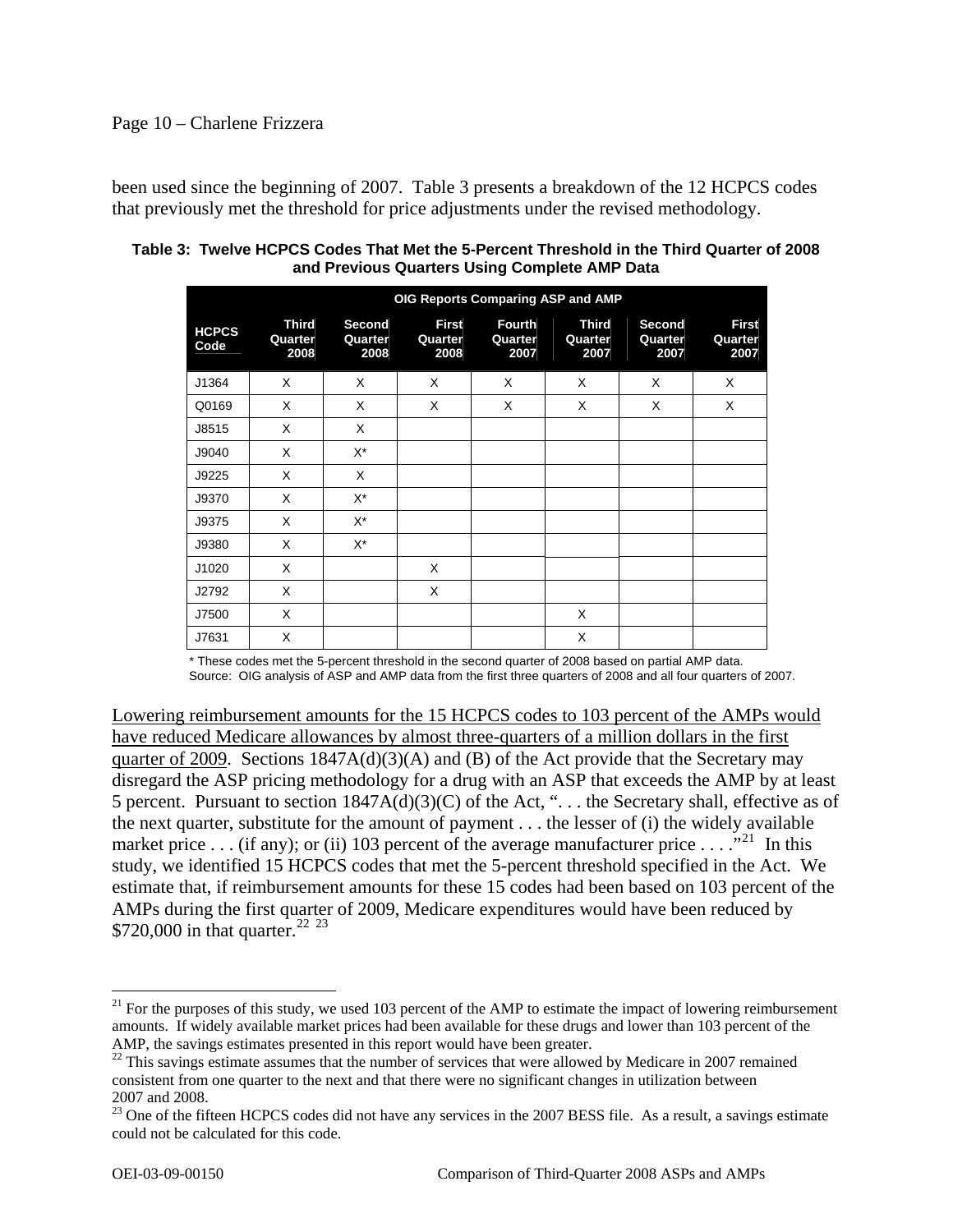been used since the beginning of 2007. Table 3 presents a breakdown of the 12 HCPCS codes that previously met the threshold for price adjustments under the revised methodology.

**Table 3: Twelve HCPCS Codes That Met the 5-Percent Threshold in the Third Quarter of 2008 and Previous Quarters Using Complete AMP Data**

| | OIG Reports Comparing ASP and AMP | | | | | | |
|---|---|---|---|---|---|---|---|
| HCPCS Code | Third Quarter 2008 | Second Quarter 2008 | First Quarter 2008 | Fourth Quarter 2007 | Third Quarter 2007 | Second Quarter 2007 | First Quarter 2007 |
| J1364 | X | X | X | X | X | X | X |
| Q0169 | X | X | X | X | X | X | X |
| J8515 | X | X | | | | | |
| J9040 | X | X* | | | | | |
| J9225 | X | X | | | | | |
| J9370 | X | X* | | | | | |
| J9375 | X | X* | | | | | |
| J9380 | X | X* | | | | | |
| J1020 | X | | X | | | | |
| J2792 | X | | X | | | | |
| J7500 | X | | | | X | | |
| J7631 | X | | | | X | | |

\* These codes met the 5-percent threshold in the second quarter of 2008 based on partial AMP data.
Source: OIG analysis of ASP and AMP data from the first three quarters of 2008 and all four quarters of 2007.

Lowering reimbursement amounts for the 15 HCPCS codes to 103 percent of the AMPs would have reduced Medicare allowances by almost three-quarters of a million dollars in the first quarter of 2009. Sections 1847A(d)(3)(A) and (B) of the Act provide that the Secretary may disregard the ASP pricing methodology for a drug with an ASP that exceeds the AMP by at least 5 percent. Pursuant to section 1847A(d)(3)(C) of the Act, ". . . the Secretary shall, effective as of the next quarter, substitute for the amount of payment . . . the lesser of (i) the widely available market price . . . (if any); or (ii) 103 percent of the average manufacturer price . . . ."[21] In this study, we identified 15 HCPCS codes that met the 5-percent threshold specified in the Act. We estimate that, if reimbursement amounts for these 15 codes had been based on 103 percent of the AMPs during the first quarter of 2009, Medicare expenditures would have been reduced by \$720,000 in that quarter.[22] [23]

[21] For the purposes of this study, we used 103 percent of the AMP to estimate the impact of lowering reimbursement amounts. If widely available market prices had been available for these drugs and lower than 103 percent of the AMP, the savings estimates presented in this report would have been greater.

[22] This savings estimate assumes that the number of services that were allowed by Medicare in 2007 remained consistent from one quarter to the next and that there were no significant changes in utilization between 2007 and 2008.

[23] One of the fifteen HCPCS codes did not have any services in the 2007 BESS file. As a result, a savings estimate could not be calculated for this code.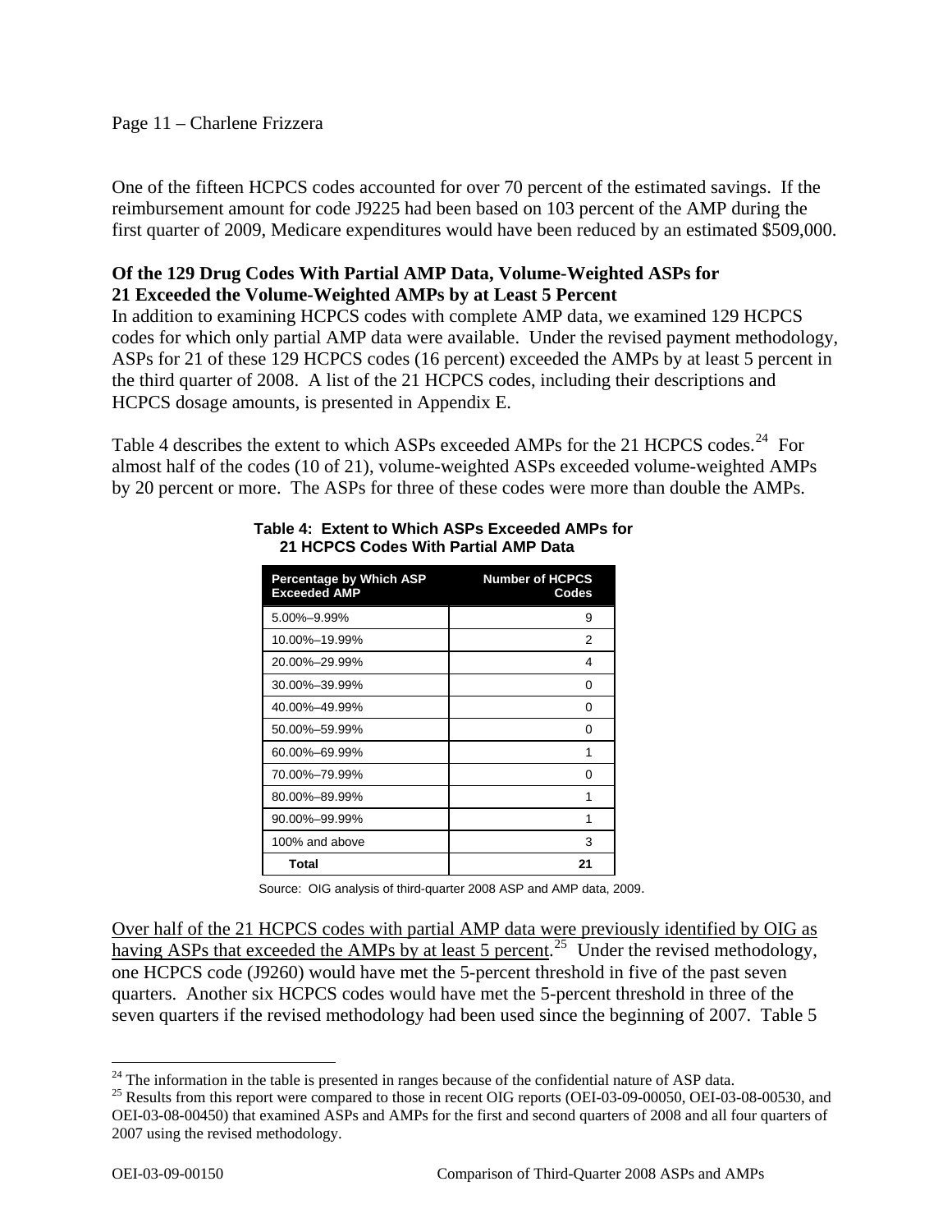One of the fifteen HCPCS codes accounted for over 70 percent of the estimated savings. If the reimbursement amount for code J9225 had been based on 103 percent of the AMP during the first quarter of 2009, Medicare expenditures would have been reduced by an estimated $509,000.

**Of the 129 Drug Codes With Partial AMP Data, Volume-Weighted ASPs for 21 Exceeded the Volume-Weighted AMPs by at Least 5 Percent**

In addition to examining HCPCS codes with complete AMP data, we examined 129 HCPCS codes for which only partial AMP data were available. Under the revised payment methodology, ASPs for 21 of these 129 HCPCS codes (16 percent) exceeded the AMPs by at least 5 percent in the third quarter of 2008. A list of the 21 HCPCS codes, including their descriptions and HCPCS dosage amounts, is presented in Appendix E.

Table 4 describes the extent to which ASPs exceeded AMPs for the 21 HCPCS codes.[24] For almost half of the codes (10 of 21), volume-weighted ASPs exceeded volume-weighted AMPs by 20 percent or more. The ASPs for three of these codes were more than double the AMPs.

**Table 4: Extent to Which ASPs Exceeded AMPs for 21 HCPCS Codes With Partial AMP Data**

| Percentage by Which ASP Exceeded AMP | Number of HCPCS Codes |
|---|---|
| 5.00%–9.99% | 9 |
| 10.00%–19.99% | 2 |
| 20.00%–29.99% | 4 |
| 30.00%–39.99% | 0 |
| 40.00%–49.99% | 0 |
| 50.00%–59.99% | 0 |
| 60.00%–69.99% | 1 |
| 70.00%–79.99% | 0 |
| 80.00%–89.99% | 1 |
| 90.00%–99.99% | 1 |
| 100% and above | 3 |
| **Total** | **21** |

Source: OIG analysis of third-quarter 2008 ASP and AMP data, 2009.

<u>Over half of the 21 HCPCS codes with partial AMP data were previously identified by OIG as having ASPs that exceeded the AMPs by at least 5 percent</u>.[25] Under the revised methodology, one HCPCS code (J9260) would have met the 5-percent threshold in five of the past seven quarters. Another six HCPCS codes would have met the 5-percent threshold in three of the seven quarters if the revised methodology had been used since the beginning of 2007. Table 5

[24] The information in the table is presented in ranges because of the confidential nature of ASP data.

[25] Results from this report were compared to those in recent OIG reports (OEI-03-09-00050, OEI-03-08-00530, and OEI-03-08-00450) that examined ASPs and AMPs for the first and second quarters of 2008 and all four quarters of 2007 using the revised methodology.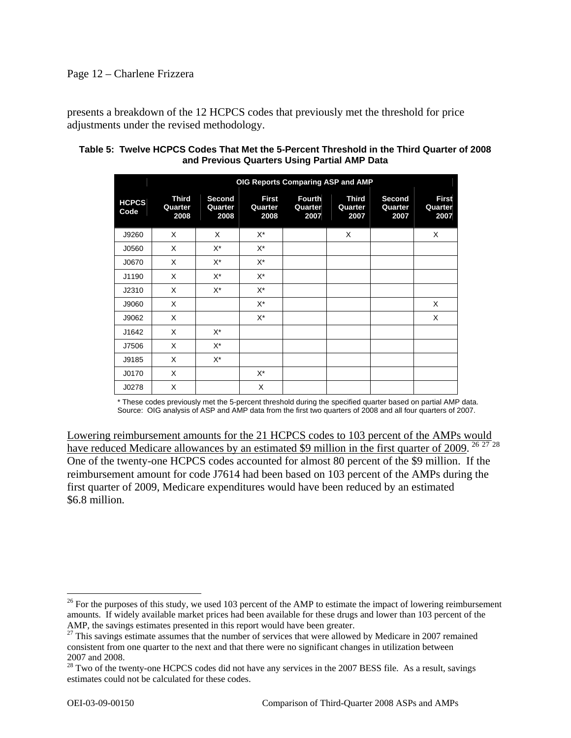presents a breakdown of the 12 HCPCS codes that previously met the threshold for price adjustments under the revised methodology.

**Table 5: Twelve HCPCS Codes That Met the 5-Percent Threshold in the Third Quarter of 2008 and Previous Quarters Using Partial AMP Data**

| | OIG Reports Comparing ASP and AMP | | | | | | |
|---|---|---|---|---|---|---|---|
| HCPCS Code | Third Quarter 2008 | Second Quarter 2008 | First Quarter 2008 | Fourth Quarter 2007 | Third Quarter 2007 | Second Quarter 2007 | First Quarter 2007 |
| J9260 | X | X | X* | | X | | X |
| J0560 | X | X* | X* | | | | |
| J0670 | X | X* | X* | | | | |
| J1190 | X | X* | X* | | | | |
| J2310 | X | X* | X* | | | | |
| J9060 | X | | X* | | | | X |
| J9062 | X | | X* | | | | X |
| J1642 | X | X* | | | | | |
| J7506 | X | X* | | | | | |
| J9185 | X | X* | | | | | |
| J0170 | X | | X* | | | | |
| J0278 | X | | X | | | | |

\* These codes previously met the 5-percent threshold during the specified quarter based on partial AMP data.
Source: OIG analysis of ASP and AMP data from the first two quarters of 2008 and all four quarters of 2007.

Lowering reimbursement amounts for the 21 HCPCS codes to 103 percent of the AMPs would have reduced Medicare allowances by an estimated $9 million in the first quarter of 2009. [26] [27] [28] One of the twenty-one HCPCS codes accounted for almost 80 percent of the $9 million. If the reimbursement amount for code J7614 had been based on 103 percent of the AMPs during the first quarter of 2009, Medicare expenditures would have been reduced by an estimated $6.8 million.

---

[26] For the purposes of this study, we used 103 percent of the AMP to estimate the impact of lowering reimbursement amounts. If widely available market prices had been available for these drugs and lower than 103 percent of the AMP, the savings estimates presented in this report would have been greater.

[27] This savings estimate assumes that the number of services that were allowed by Medicare in 2007 remained consistent from one quarter to the next and that there were no significant changes in utilization between 2007 and 2008.

[28] Two of the twenty-one HCPCS codes did not have any services in the 2007 BESS file. As a result, savings estimates could not be calculated for these codes.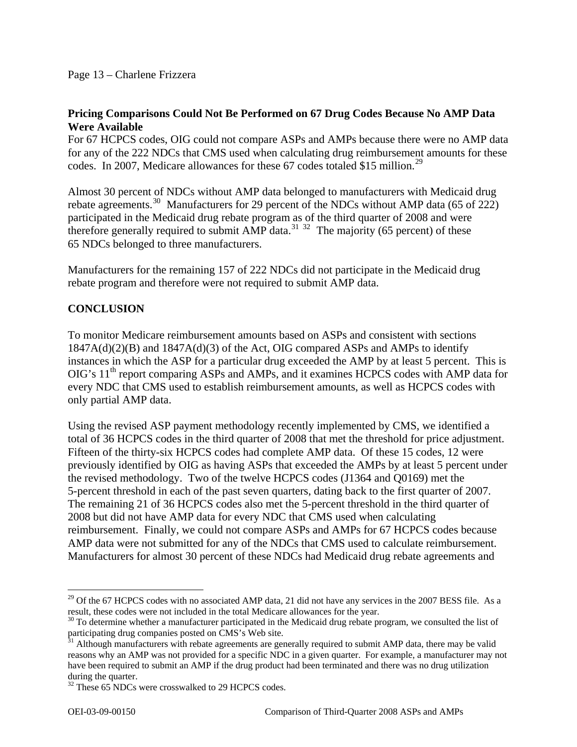**Pricing Comparisons Could Not Be Performed on 67 Drug Codes Because No AMP Data Were Available**

For 67 HCPCS codes, OIG could not compare ASPs and AMPs because there were no AMP data for any of the 222 NDCs that CMS used when calculating drug reimbursement amounts for these codes. In 2007, Medicare allowances for these 67 codes totaled $15 million.[29]

Almost 30 percent of NDCs without AMP data belonged to manufacturers with Medicaid drug rebate agreements.[30] Manufacturers for 29 percent of the NDCs without AMP data (65 of 222) participated in the Medicaid drug rebate program as of the third quarter of 2008 and were therefore generally required to submit AMP data.[31] [32] The majority (65 percent) of these 65 NDCs belonged to three manufacturers.

Manufacturers for the remaining 157 of 222 NDCs did not participate in the Medicaid drug rebate program and therefore were not required to submit AMP data.

## CONCLUSION

To monitor Medicare reimbursement amounts based on ASPs and consistent with sections 1847A(d)(2)(B) and 1847A(d)(3) of the Act, OIG compared ASPs and AMPs to identify instances in which the ASP for a particular drug exceeded the AMP by at least 5 percent. This is OIG's 11th report comparing ASPs and AMPs, and it examines HCPCS codes with AMP data for every NDC that CMS used to establish reimbursement amounts, as well as HCPCS codes with only partial AMP data.

Using the revised ASP payment methodology recently implemented by CMS, we identified a total of 36 HCPCS codes in the third quarter of 2008 that met the threshold for price adjustment. Fifteen of the thirty-six HCPCS codes had complete AMP data. Of these 15 codes, 12 were previously identified by OIG as having ASPs that exceeded the AMPs by at least 5 percent under the revised methodology. Two of the twelve HCPCS codes (J1364 and Q0169) met the 5-percent threshold in each of the past seven quarters, dating back to the first quarter of 2007. The remaining 21 of 36 HCPCS codes also met the 5-percent threshold in the third quarter of 2008 but did not have AMP data for every NDC that CMS used when calculating reimbursement. Finally, we could not compare ASPs and AMPs for 67 HCPCS codes because AMP data were not submitted for any of the NDCs that CMS used to calculate reimbursement. Manufacturers for almost 30 percent of these NDCs had Medicaid drug rebate agreements and

---

[29] Of the 67 HCPCS codes with no associated AMP data, 21 did not have any services in the 2007 BESS file. As a result, these codes were not included in the total Medicare allowances for the year.

[30] To determine whether a manufacturer participated in the Medicaid drug rebate program, we consulted the list of participating drug companies posted on CMS's Web site.

[31] Although manufacturers with rebate agreements are generally required to submit AMP data, there may be valid reasons why an AMP was not provided for a specific NDC in a given quarter. For example, a manufacturer may not have been required to submit an AMP if the drug product had been terminated and there was no drug utilization during the quarter.

[32] These 65 NDCs were crosswalked to 29 HCPCS codes.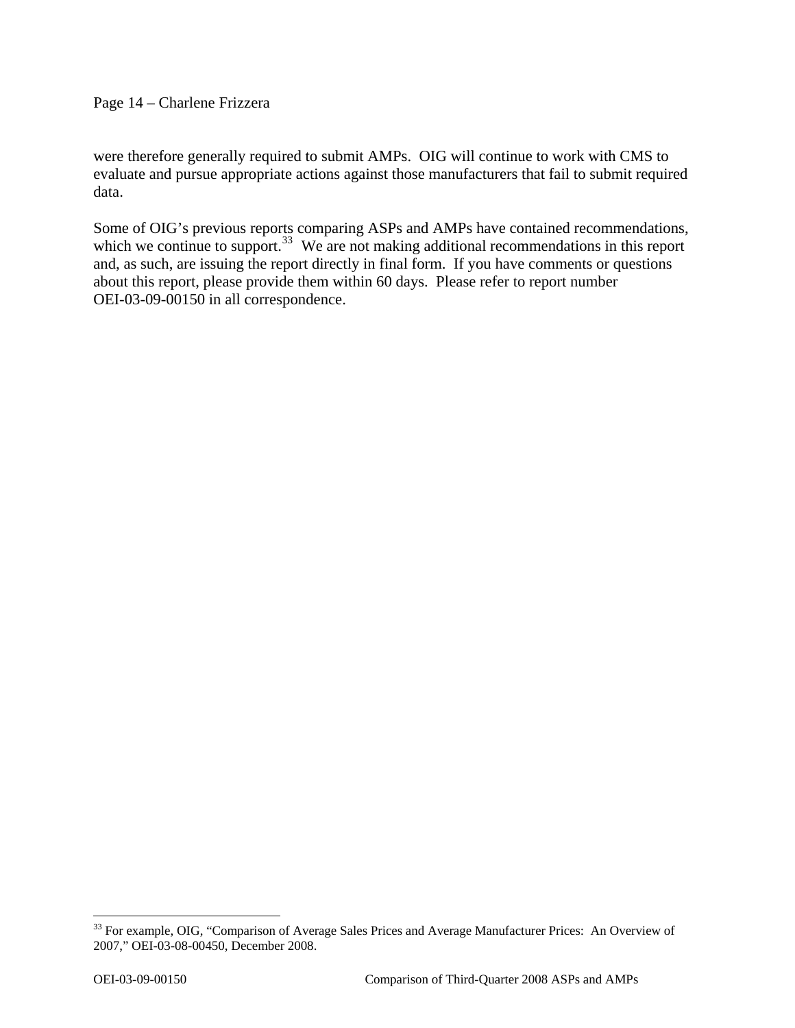were therefore generally required to submit AMPs. OIG will continue to work with CMS to evaluate and pursue appropriate actions against those manufacturers that fail to submit required data.

Some of OIG's previous reports comparing ASPs and AMPs have contained recommendations, which we continue to support.[33] We are not making additional recommendations in this report and, as such, are issuing the report directly in final form. If you have comments or questions about this report, please provide them within 60 days. Please refer to report number OEI-03-09-00150 in all correspondence.

---

[33] For example, OIG, "Comparison of Average Sales Prices and Average Manufacturer Prices: An Overview of 2007," OEI-03-08-00450, December 2008.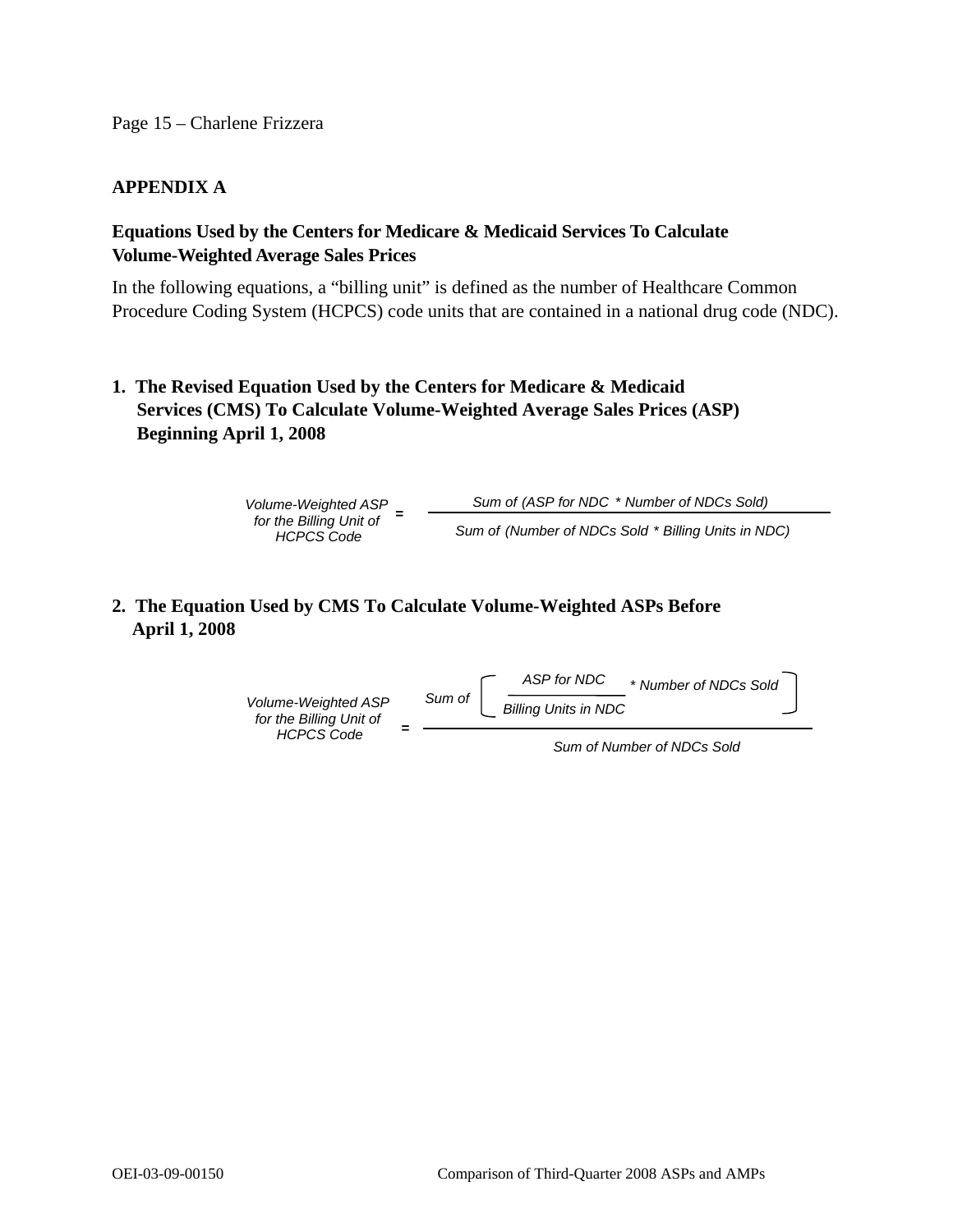## APPENDIX A

### Equations Used by the Centers for Medicare & Medicaid Services To Calculate Volume-Weighted Average Sales Prices

In the following equations, a “billing unit” is defined as the number of Healthcare Common Procedure Coding System (HCPCS) code units that are contained in a national drug code (NDC).

### 1. The Revised Equation Used by the Centers for Medicare & Medicaid Services (CMS) To Calculate Volume-Weighted Average Sales Prices (ASP) Beginning April 1, 2008

$$\text{Volume-Weighted ASP for the Billing Unit of HCPCS Code} = \frac{\text{Sum of (ASP for NDC} * \text{Number of NDCs Sold)}}{\text{Sum of (Number of NDCs Sold} * \text{Billing Units in NDC)}}$$

### 2. The Equation Used by CMS To Calculate Volume-Weighted ASPs Before April 1, 2008

$$\text{Volume-Weighted ASP for the Billing Unit of HCPCS Code} = \frac{\text{Sum of} \left[ \dfrac{\text{ASP for NDC}}{\text{Billing Units in NDC}} * \text{Number of NDCs Sold} \right]}{\text{Sum of Number of NDCs Sold}}$$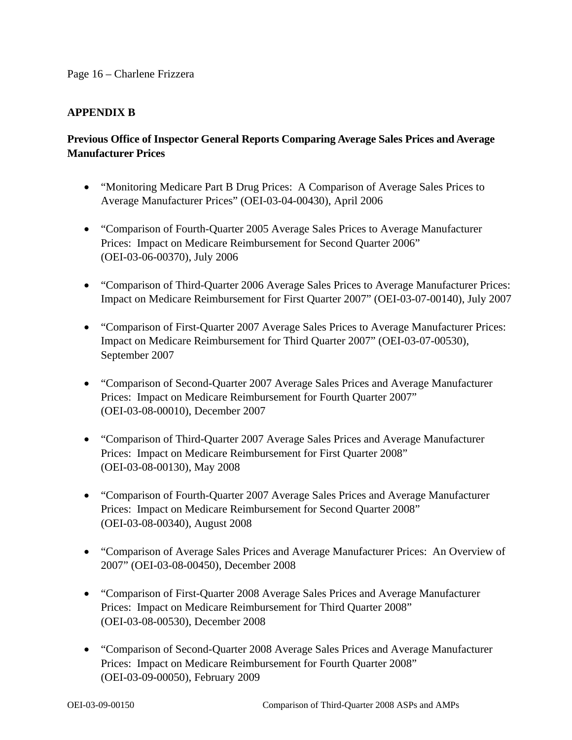## APPENDIX B

### Previous Office of Inspector General Reports Comparing Average Sales Prices and Average Manufacturer Prices

- "Monitoring Medicare Part B Drug Prices: A Comparison of Average Sales Prices to Average Manufacturer Prices" (OEI-03-04-00430), April 2006
- "Comparison of Fourth-Quarter 2005 Average Sales Prices to Average Manufacturer Prices: Impact on Medicare Reimbursement for Second Quarter 2006" (OEI-03-06-00370), July 2006
- "Comparison of Third-Quarter 2006 Average Sales Prices to Average Manufacturer Prices: Impact on Medicare Reimbursement for First Quarter 2007" (OEI-03-07-00140), July 2007
- "Comparison of First-Quarter 2007 Average Sales Prices to Average Manufacturer Prices: Impact on Medicare Reimbursement for Third Quarter 2007" (OEI-03-07-00530), September 2007
- "Comparison of Second-Quarter 2007 Average Sales Prices and Average Manufacturer Prices: Impact on Medicare Reimbursement for Fourth Quarter 2007" (OEI-03-08-00010), December 2007
- "Comparison of Third-Quarter 2007 Average Sales Prices and Average Manufacturer Prices: Impact on Medicare Reimbursement for First Quarter 2008" (OEI-03-08-00130), May 2008
- "Comparison of Fourth-Quarter 2007 Average Sales Prices and Average Manufacturer Prices: Impact on Medicare Reimbursement for Second Quarter 2008" (OEI-03-08-00340), August 2008
- "Comparison of Average Sales Prices and Average Manufacturer Prices: An Overview of 2007" (OEI-03-08-00450), December 2008
- "Comparison of First-Quarter 2008 Average Sales Prices and Average Manufacturer Prices: Impact on Medicare Reimbursement for Third Quarter 2008" (OEI-03-08-00530), December 2008
- "Comparison of Second-Quarter 2008 Average Sales Prices and Average Manufacturer Prices: Impact on Medicare Reimbursement for Fourth Quarter 2008" (OEI-03-09-00050), February 2009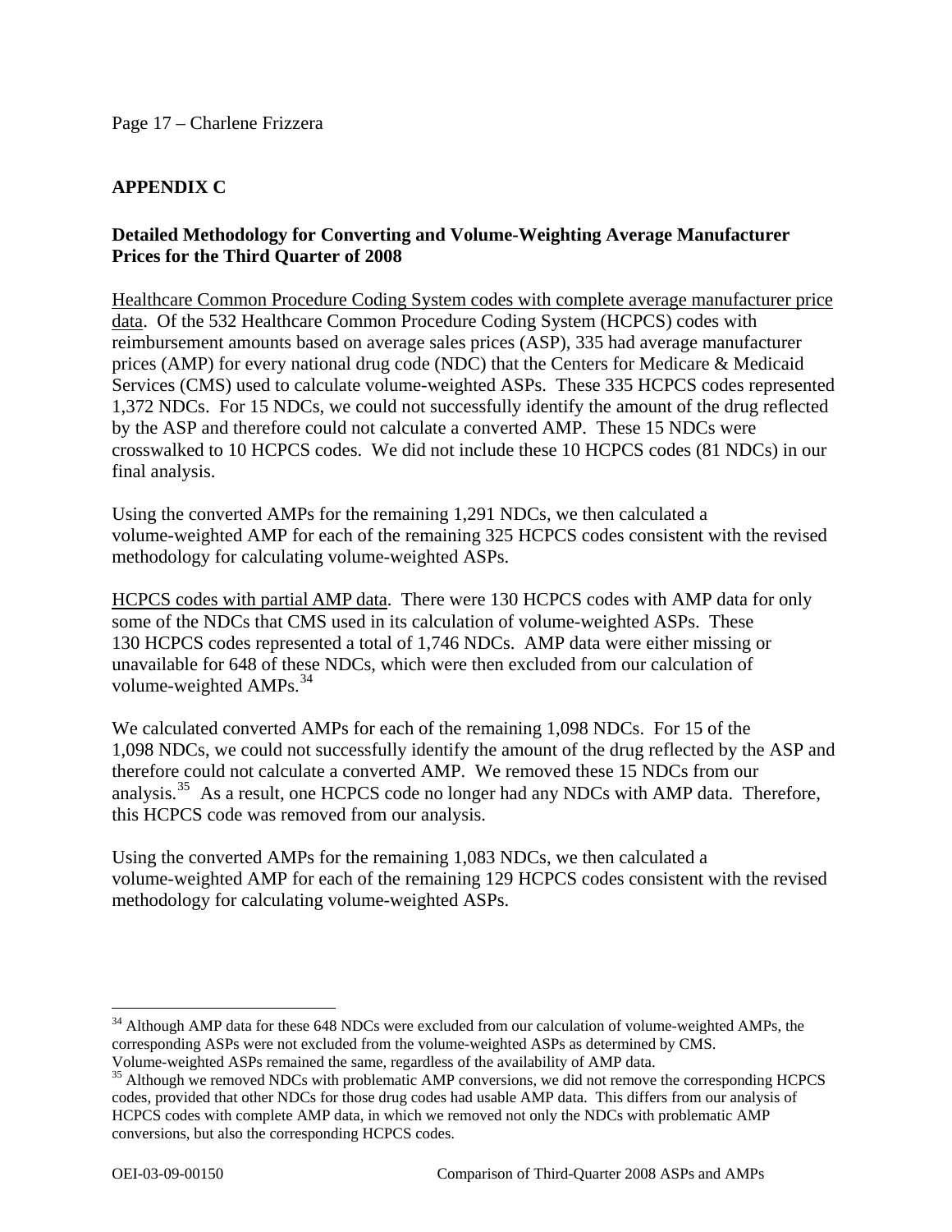## APPENDIX C

### Detailed Methodology for Converting and Volume-Weighting Average Manufacturer Prices for the Third Quarter of 2008

Healthcare Common Procedure Coding System codes with complete average manufacturer price data. Of the 532 Healthcare Common Procedure Coding System (HCPCS) codes with reimbursement amounts based on average sales prices (ASP), 335 had average manufacturer prices (AMP) for every national drug code (NDC) that the Centers for Medicare & Medicaid Services (CMS) used to calculate volume-weighted ASPs. These 335 HCPCS codes represented 1,372 NDCs. For 15 NDCs, we could not successfully identify the amount of the drug reflected by the ASP and therefore could not calculate a converted AMP. These 15 NDCs were crosswalked to 10 HCPCS codes. We did not include these 10 HCPCS codes (81 NDCs) in our final analysis.

Using the converted AMPs for the remaining 1,291 NDCs, we then calculated a volume-weighted AMP for each of the remaining 325 HCPCS codes consistent with the revised methodology for calculating volume-weighted ASPs.

HCPCS codes with partial AMP data. There were 130 HCPCS codes with AMP data for only some of the NDCs that CMS used in its calculation of volume-weighted ASPs. These 130 HCPCS codes represented a total of 1,746 NDCs. AMP data were either missing or unavailable for 648 of these NDCs, which were then excluded from our calculation of volume-weighted AMPs.[34]

We calculated converted AMPs for each of the remaining 1,098 NDCs. For 15 of the 1,098 NDCs, we could not successfully identify the amount of the drug reflected by the ASP and therefore could not calculate a converted AMP. We removed these 15 NDCs from our analysis.[35] As a result, one HCPCS code no longer had any NDCs with AMP data. Therefore, this HCPCS code was removed from our analysis.

Using the converted AMPs for the remaining 1,083 NDCs, we then calculated a volume-weighted AMP for each of the remaining 129 HCPCS codes consistent with the revised methodology for calculating volume-weighted ASPs.

---

[34] Although AMP data for these 648 NDCs were excluded from our calculation of volume-weighted AMPs, the corresponding ASPs were not excluded from the volume-weighted ASPs as determined by CMS. Volume-weighted ASPs remained the same, regardless of the availability of AMP data.

[35] Although we removed NDCs with problematic AMP conversions, we did not remove the corresponding HCPCS codes, provided that other NDCs for those drug codes had usable AMP data. This differs from our analysis of HCPCS codes with complete AMP data, in which we removed not only the NDCs with problematic AMP conversions, but also the corresponding HCPCS codes.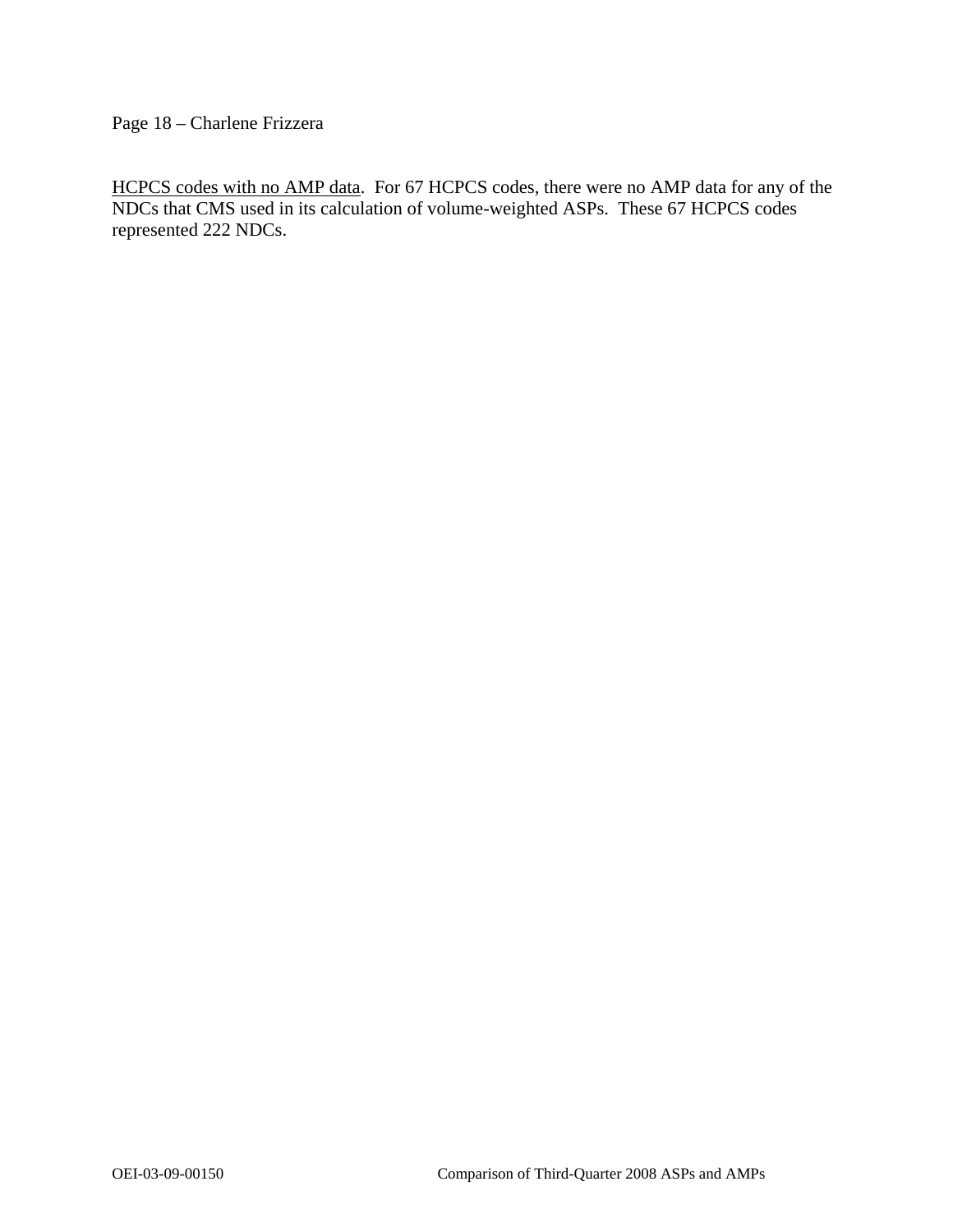<u>HCPCS codes with no AMP data</u>. For 67 HCPCS codes, there were no AMP data for any of the NDCs that CMS used in its calculation of volume-weighted ASPs. These 67 HCPCS codes represented 222 NDCs.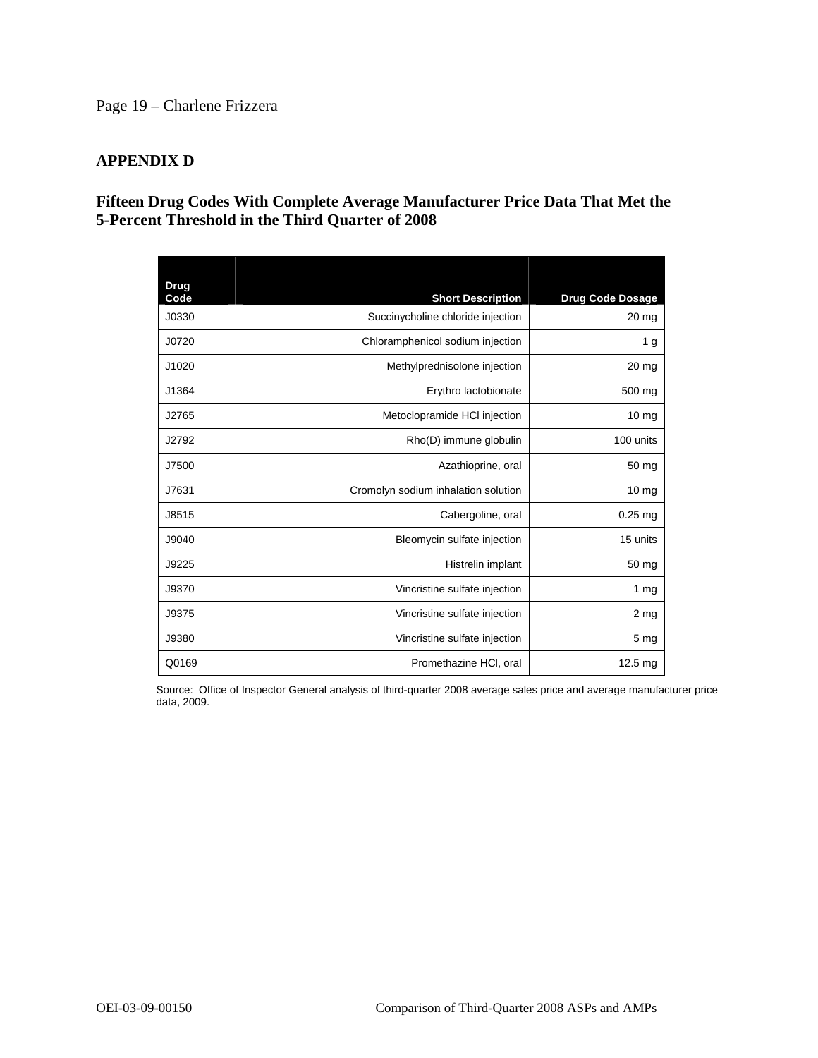## APPENDIX D

### Fifteen Drug Codes With Complete Average Manufacturer Price Data That Met the 5-Percent Threshold in the Third Quarter of 2008

| Drug Code | Short Description | Drug Code Dosage |
|---|---|---|
| J0330 | Succinycholine chloride injection | 20 mg |
| J0720 | Chloramphenicol sodium injection | 1 g |
| J1020 | Methylprednisolone injection | 20 mg |
| J1364 | Erythro lactobionate | 500 mg |
| J2765 | Metoclopramide HCl injection | 10 mg |
| J2792 | Rho(D) immune globulin | 100 units |
| J7500 | Azathioprine, oral | 50 mg |
| J7631 | Cromolyn sodium inhalation solution | 10 mg |
| J8515 | Cabergoline, oral | 0.25 mg |
| J9040 | Bleomycin sulfate injection | 15 units |
| J9225 | Histrelin implant | 50 mg |
| J9370 | Vincristine sulfate injection | 1 mg |
| J9375 | Vincristine sulfate injection | 2 mg |
| J9380 | Vincristine sulfate injection | 5 mg |
| Q0169 | Promethazine HCl, oral | 12.5 mg |

Source: Office of Inspector General analysis of third-quarter 2008 average sales price and average manufacturer price data, 2009.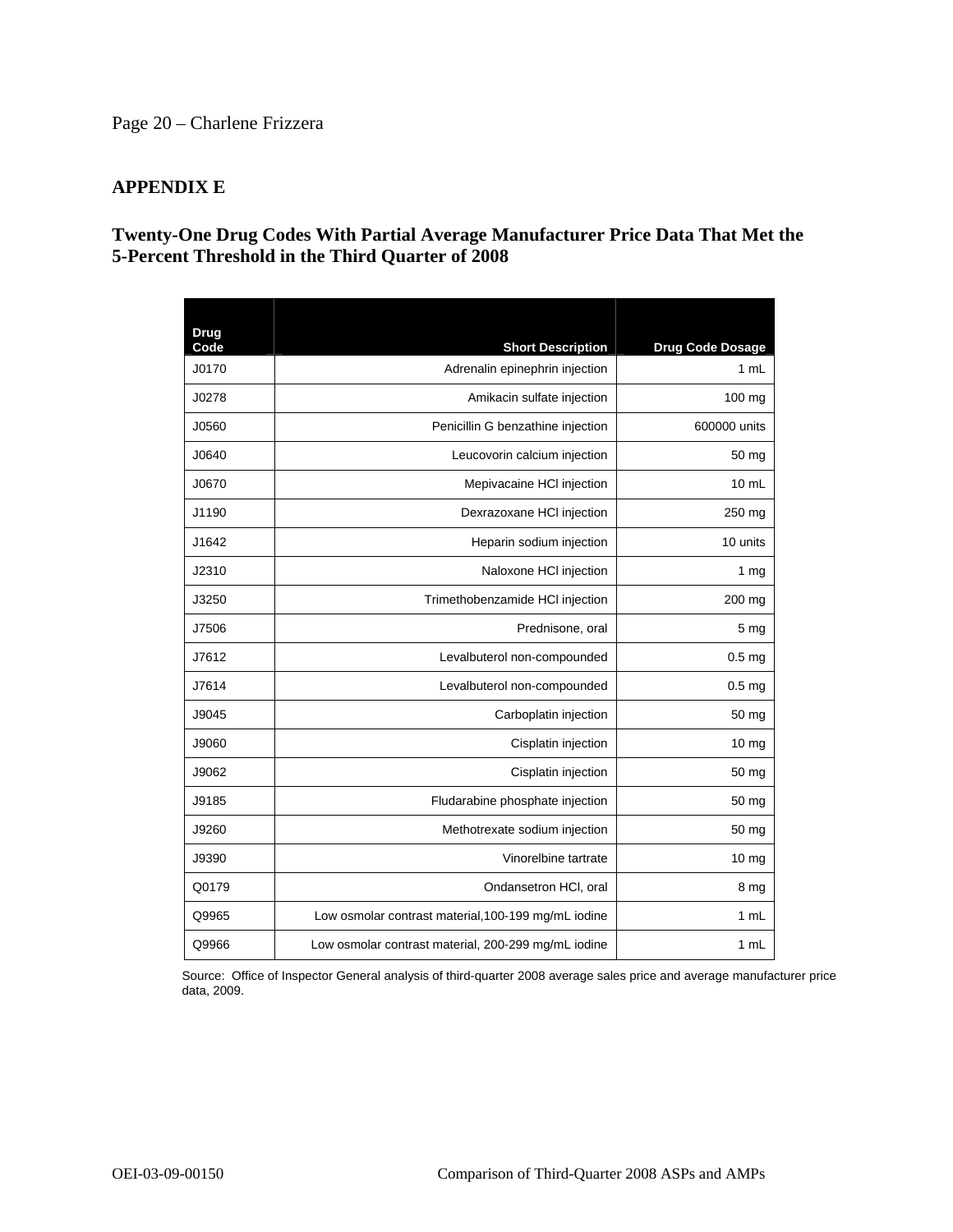## APPENDIX E

### Twenty-One Drug Codes With Partial Average Manufacturer Price Data That Met the 5-Percent Threshold in the Third Quarter of 2008

| Drug Code | Short Description | Drug Code Dosage |
|---|---|---|
| J0170 | Adrenalin epinephrin injection | 1 mL |
| J0278 | Amikacin sulfate injection | 100 mg |
| J0560 | Penicillin G benzathine injection | 600000 units |
| J0640 | Leucovorin calcium injection | 50 mg |
| J0670 | Mepivacaine HCl injection | 10 mL |
| J1190 | Dexrazoxane HCl injection | 250 mg |
| J1642 | Heparin sodium injection | 10 units |
| J2310 | Naloxone HCl injection | 1 mg |
| J3250 | Trimethobenzamide HCl injection | 200 mg |
| J7506 | Prednisone, oral | 5 mg |
| J7612 | Levalbuterol non-compounded | 0.5 mg |
| J7614 | Levalbuterol non-compounded | 0.5 mg |
| J9045 | Carboplatin injection | 50 mg |
| J9060 | Cisplatin injection | 10 mg |
| J9062 | Cisplatin injection | 50 mg |
| J9185 | Fludarabine phosphate injection | 50 mg |
| J9260 | Methotrexate sodium injection | 50 mg |
| J9390 | Vinorelbine tartrate | 10 mg |
| Q0179 | Ondansetron HCl, oral | 8 mg |
| Q9965 | Low osmolar contrast material,100-199 mg/mL iodine | 1 mL |
| Q9966 | Low osmolar contrast material, 200-299 mg/mL iodine | 1 mL |

Source: Office of Inspector General analysis of third-quarter 2008 average sales price and average manufacturer price data, 2009.